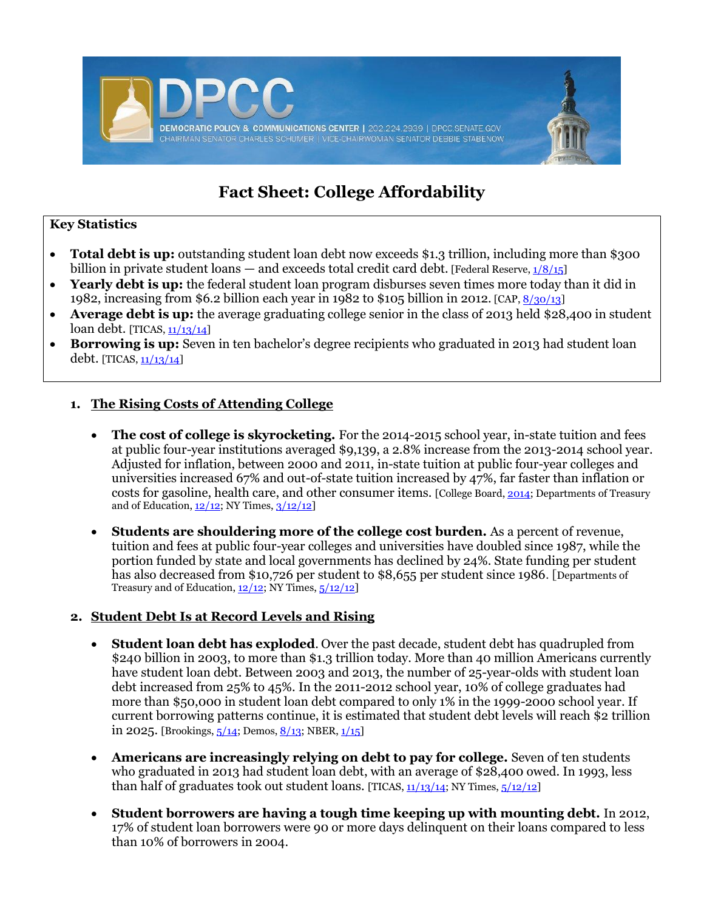DPCC

DEMOCRATIC POLICY & COMMUNICATIONS CENTER | 202.224.2939 | DPCC.SENATE.GOV
CHAIRMAN SENATOR CHARLES SCHUMER | VICE-CHAIRWOMAN SENATOR DEBBIE STABENOW

# Fact Sheet: College Affordability

**Key Statistics**

- **Total debt is up:** outstanding student loan debt now exceeds $1.3 trillion, including more than $300 billion in private student loans — and exceeds total credit card debt. [Federal Reserve, 1/8/15]
- **Yearly debt is up:** the federal student loan program disburses seven times more today than it did in 1982, increasing from $6.2 billion each year in 1982 to $105 billion in 2012. [CAP, 8/30/13]
- **Average debt is up:** the average graduating college senior in the class of 2013 held $28,400 in student loan debt. [TICAS, 11/13/14]
- **Borrowing is up:** Seven in ten bachelor's degree recipients who graduated in 2013 had student loan debt. [TICAS, 11/13/14]

## 1. The Rising Costs of Attending College

- **The cost of college is skyrocketing.** For the 2014-2015 school year, in-state tuition and fees at public four-year institutions averaged $9,139, a 2.8% increase from the 2013-2014 school year. Adjusted for inflation, between 2000 and 2011, in-state tuition at public four-year colleges and universities increased 67% and out-of-state tuition increased by 47%, far faster than inflation or costs for gasoline, health care, and other consumer items. [College Board, 2014; Departments of Treasury and of Education, 12/12; NY Times, 3/12/12]

- **Students are shouldering more of the college cost burden.** As a percent of revenue, tuition and fees at public four-year colleges and universities have doubled since 1987, while the portion funded by state and local governments has declined by 24%. State funding per student has also decreased from $10,726 per student to $8,655 per student since 1986. [Departments of Treasury and of Education, 12/12; NY Times, 5/12/12]

## 2. Student Debt Is at Record Levels and Rising

- **Student loan debt has exploded**. Over the past decade, student debt has quadrupled from $240 billion in 2003, to more than $1.3 trillion today. More than 40 million Americans currently have student loan debt. Between 2003 and 2013, the number of 25-year-olds with student loan debt increased from 25% to 45%. In the 2011-2012 school year, 10% of college graduates had more than $50,000 in student loan debt compared to only 1% in the 1999-2000 school year. If current borrowing patterns continue, it is estimated that student debt levels will reach $2 trillion in 2025. [Brookings, 5/14; Demos, 8/13; NBER, 1/15]

- **Americans are increasingly relying on debt to pay for college.** Seven of ten students who graduated in 2013 had student loan debt, with an average of $28,400 owed. In 1993, less than half of graduates took out student loans. [TICAS, 11/13/14; NY Times, 5/12/12]

- **Student borrowers are having a tough time keeping up with mounting debt.** In 2012, 17% of student loan borrowers were 90 or more days delinquent on their loans compared to less than 10% of borrowers in 2004.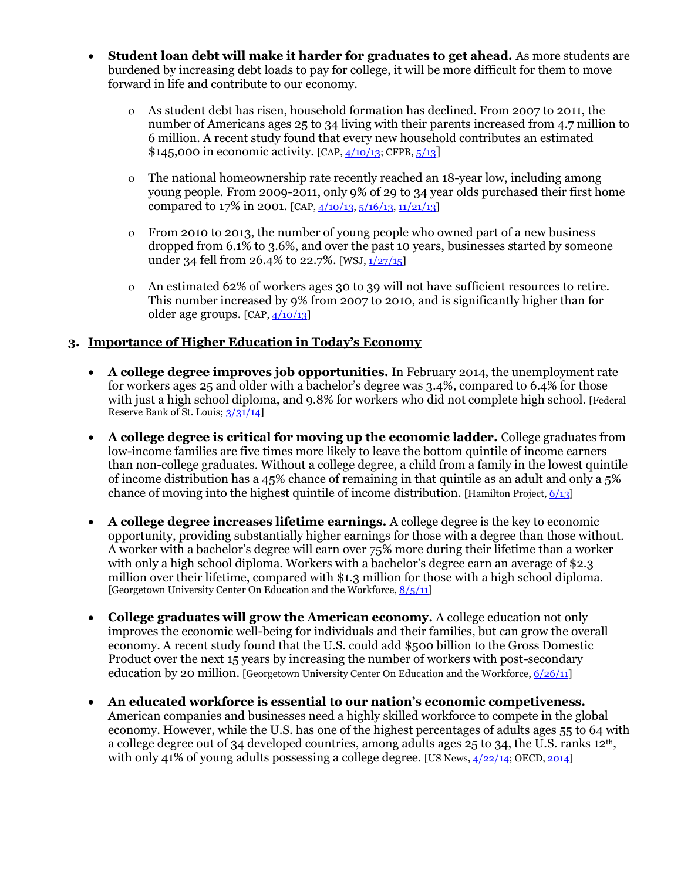- **Student loan debt will make it harder for graduates to get ahead.** As more students are burdened by increasing debt loads to pay for college, it will be more difficult for them to move forward in life and contribute to our economy.
    - As student debt has risen, household formation has declined. From 2007 to 2011, the number of Americans ages 25 to 34 living with their parents increased from 4.7 million to 6 million. A recent study found that every new household contributes an estimated $145,000 in economic activity. [CAP, 4/10/13; CFPB, 5/13]
    - The national homeownership rate recently reached an 18-year low, including among young people. From 2009-2011, only 9% of 29 to 34 year olds purchased their first home compared to 17% in 2001. [CAP, 4/10/13, 5/16/13, 11/21/13]
    - From 2010 to 2013, the number of young people who owned part of a new business dropped from 6.1% to 3.6%, and over the past 10 years, businesses started by someone under 34 fell from 26.4% to 22.7%. [WSJ, 1/27/15]
    - An estimated 62% of workers ages 30 to 39 will not have sufficient resources to retire. This number increased by 9% from 2007 to 2010, and is significantly higher than for older age groups. [CAP, 4/10/13]

## 3. Importance of Higher Education in Today's Economy

- **A college degree improves job opportunities.** In February 2014, the unemployment rate for workers ages 25 and older with a bachelor's degree was 3.4%, compared to 6.4% for those with just a high school diploma, and 9.8% for workers who did not complete high school. [Federal Reserve Bank of St. Louis; 3/31/14]
- **A college degree is critical for moving up the economic ladder.** College graduates from low-income families are five times more likely to leave the bottom quintile of income earners than non-college graduates. Without a college degree, a child from a family in the lowest quintile of income distribution has a 45% chance of remaining in that quintile as an adult and only a 5% chance of moving into the highest quintile of income distribution. [Hamilton Project, 6/13]
- **A college degree increases lifetime earnings.** A college degree is the key to economic opportunity, providing substantially higher earnings for those with a degree than those without. A worker with a bachelor's degree will earn over 75% more during their lifetime than a worker with only a high school diploma. Workers with a bachelor's degree earn an average of $2.3 million over their lifetime, compared with $1.3 million for those with a high school diploma. [Georgetown University Center On Education and the Workforce, 8/5/11]
- **College graduates will grow the American economy.** A college education not only improves the economic well-being for individuals and their families, but can grow the overall economy. A recent study found that the U.S. could add $500 billion to the Gross Domestic Product over the next 15 years by increasing the number of workers with post-secondary education by 20 million. [Georgetown University Center On Education and the Workforce, 6/26/11]
- **An educated workforce is essential to our nation's economic competeviness.** American companies and businesses need a highly skilled workforce to compete in the global economy. However, while the U.S. has one of the highest percentages of adults ages 55 to 64 with a college degree out of 34 developed countries, among adults ages 25 to 34, the U.S. ranks 12th, with only 41% of young adults possessing a college degree. [US News, 4/22/14; OECD, 2014]